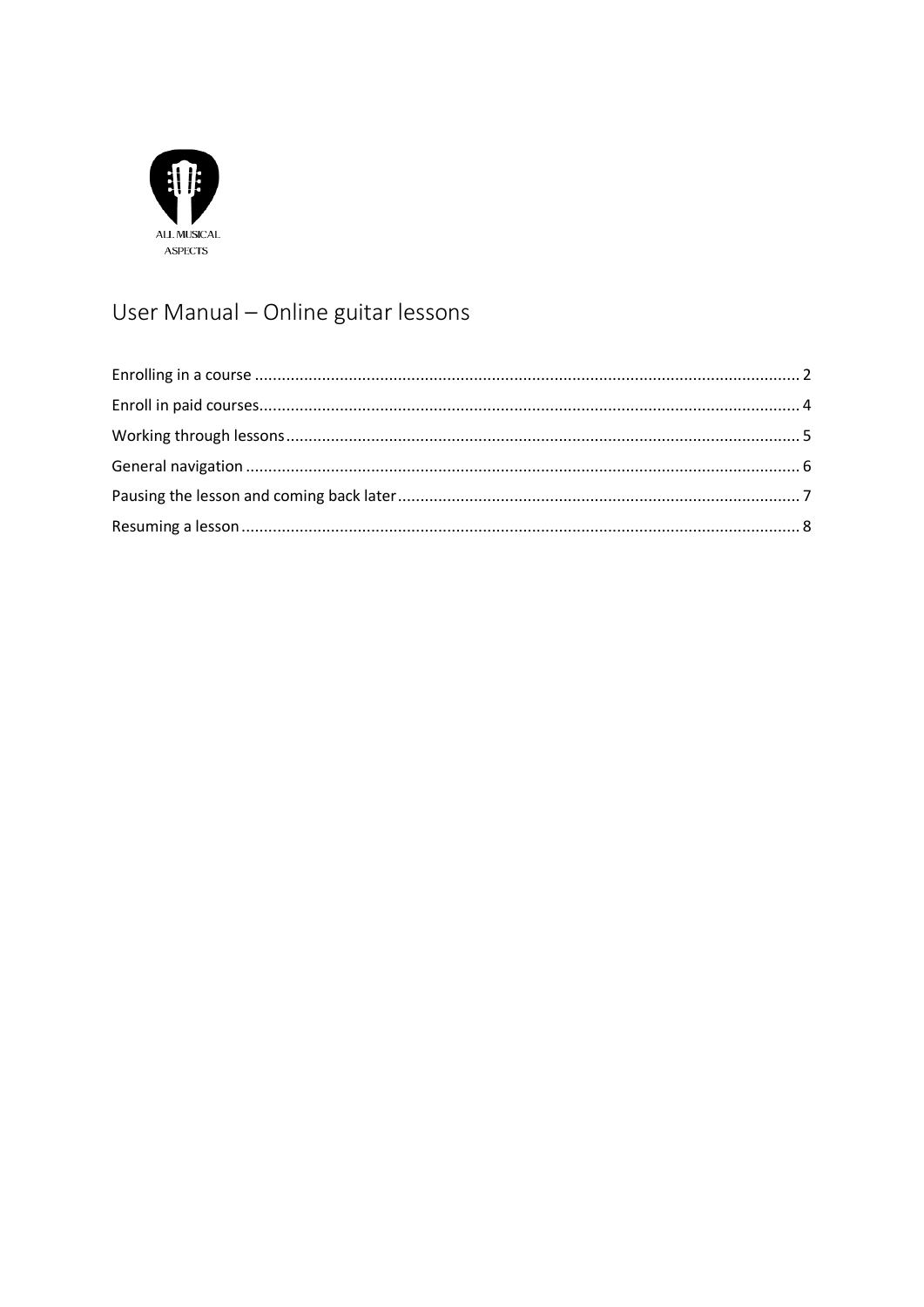ALL MUSICAL ASPECTS

# User Manual – Online guitar lessons

- Enrolling in a course ........ 2
- Enroll in paid courses ........ 4
- Working through lessons ........ 5
- General navigation ........ 6
- Pausing the lesson and coming back later ........ 7
- Resuming a lesson ........ 8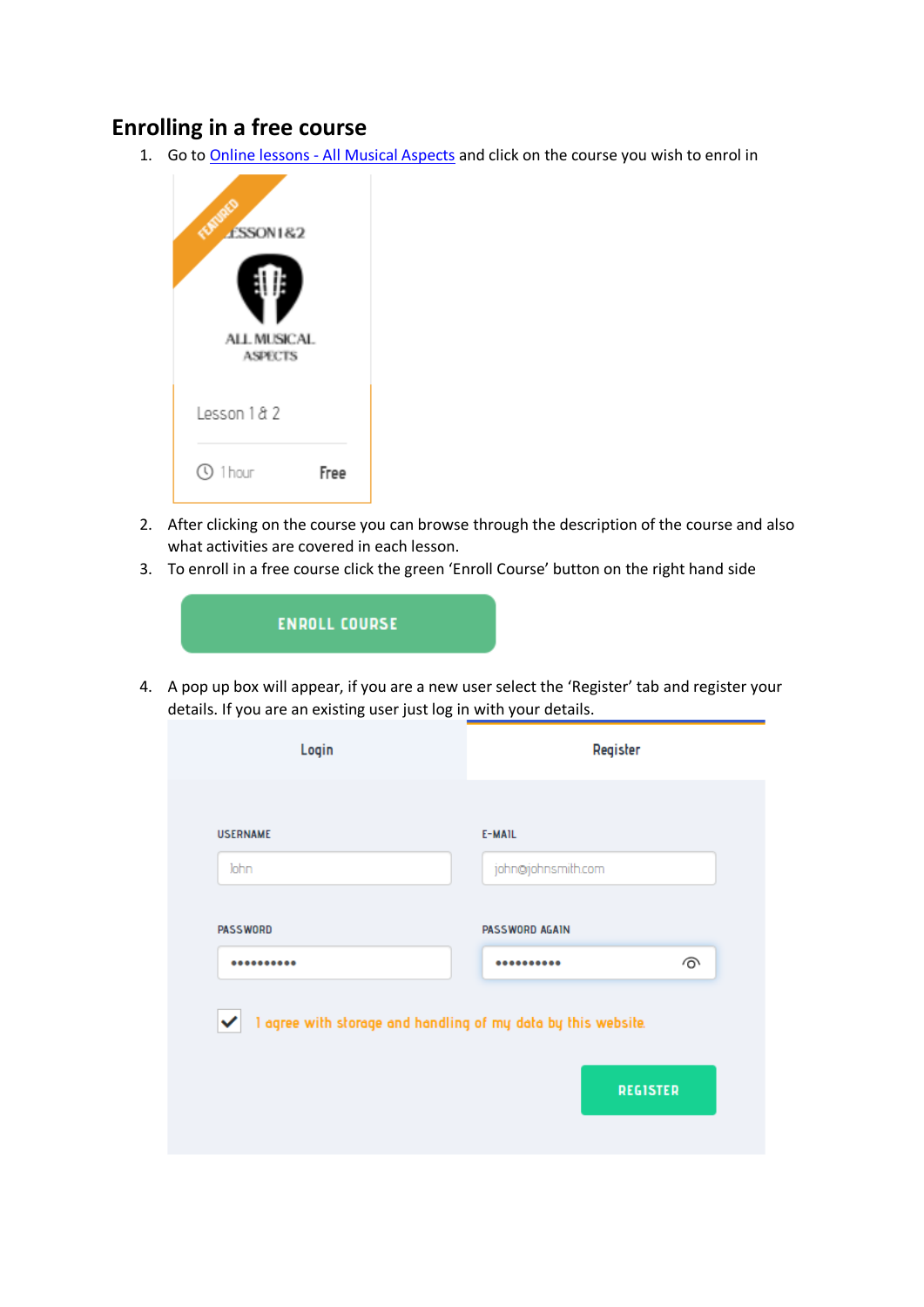## Enrolling in a free course

1. Go to [Online lessons - All Musical Aspects]() and click on the course you wish to enrol in
2. After clicking on the course you can browse through the description of the course and also what activities are covered in each lesson.
3. To enroll in a free course click the green 'Enroll Course' button on the right hand side
4. A pop up box will appear, if you are a new user select the 'Register' tab and register your details. If you are an existing user just log in with your details.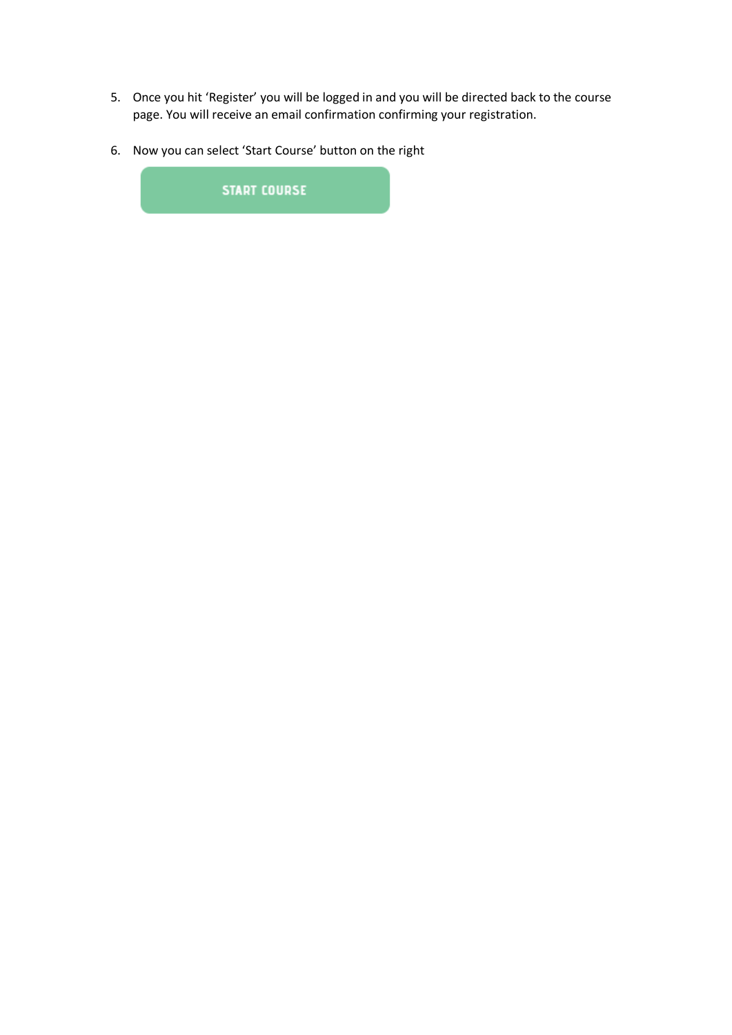5. Once you hit 'Register' you will be logged in and you will be directed back to the course page. You will receive an email confirmation confirming your registration.

6. Now you can select 'Start Course' button on the right

START COURSE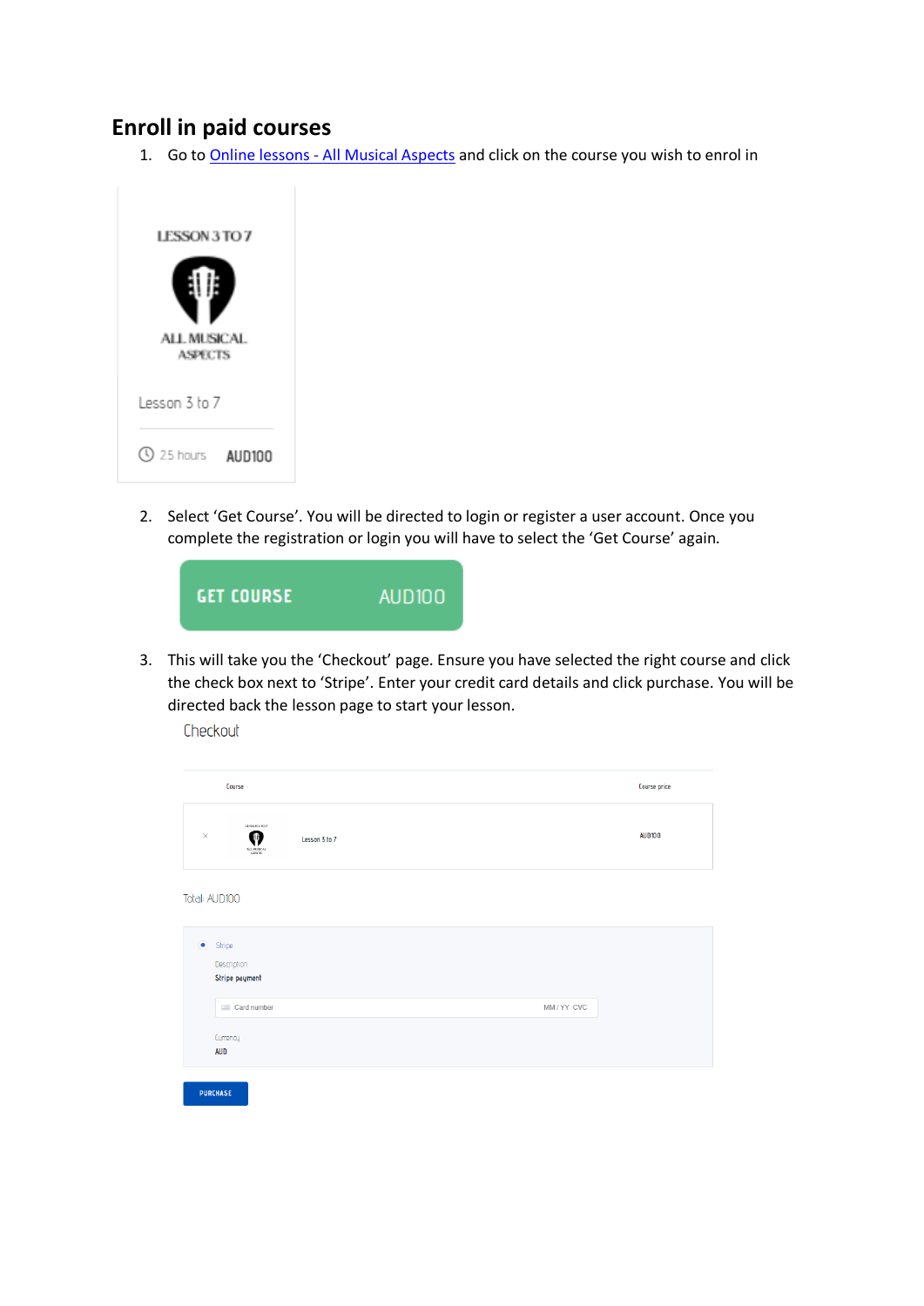## Enroll in paid courses

1. Go to [Online lessons - All Musical Aspects]() and click on the course you wish to enrol in

2. Select 'Get Course'. You will be directed to login or register a user account. Once you complete the registration or login you will have to select the 'Get Course' again.

3. This will take you the 'Checkout' page. Ensure you have selected the right course and click the check box next to 'Stripe'. Enter your credit card details and click purchase. You will be directed back the lesson page to start your lesson.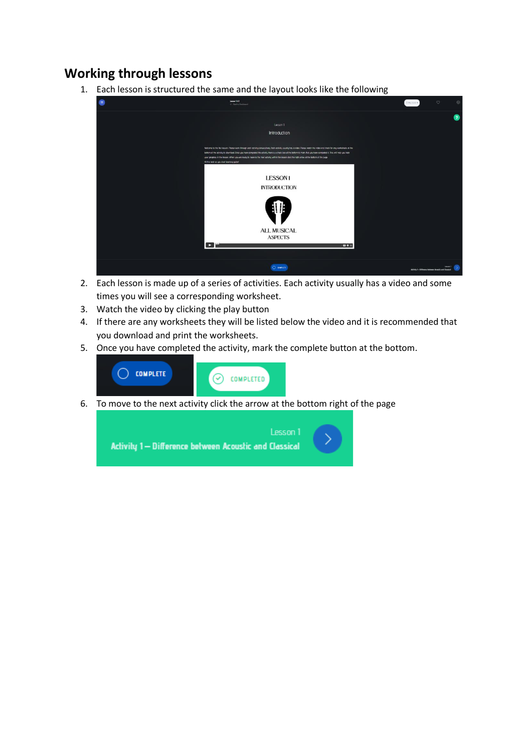## Working through lessons

1. Each lesson is structured the same and the layout looks like the following
2. Each lesson is made up of a series of activities. Each activity usually has a video and some times you will see a corresponding worksheet.
3. Watch the video by clicking the play button
4. If there are any worksheets they will be listed below the video and it is recommended that you download and print the worksheets.
5. Once you have completed the activity, mark the complete button at the bottom.
6. To move to the next activity click the arrow at the bottom right of the page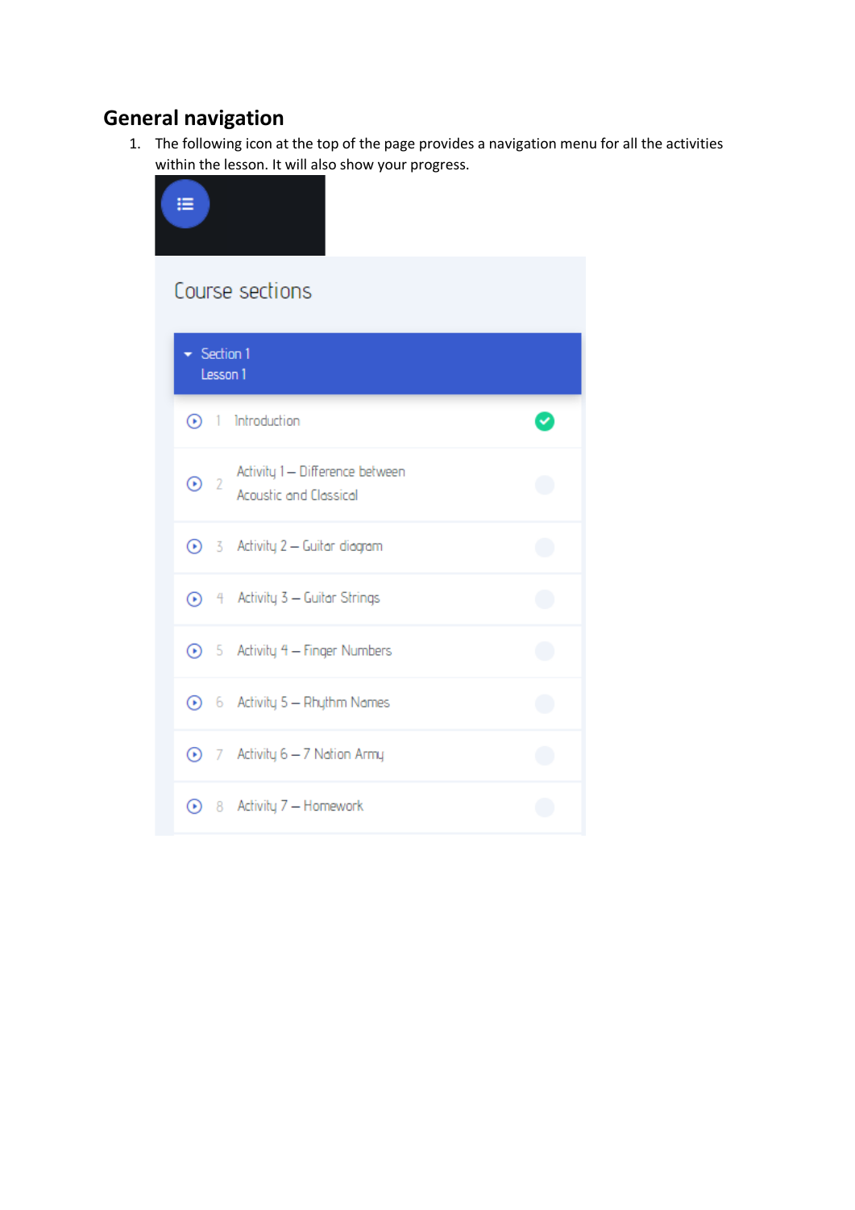## General navigation

1. The following icon at the top of the page provides a navigation menu for all the activities within the lesson. It will also show your progress.

Course sections

Section 1
Lesson 1

1. Introduction
2. Activity 1 – Difference between Acoustic and Classical
3. Activity 2 – Guitar diagram
4. Activity 3 – Guitar Strings
5. Activity 4 – Finger Numbers
6. Activity 5 – Rhythm Names
7. Activity 6 – 7 Nation Army
8. Activity 7 – Homework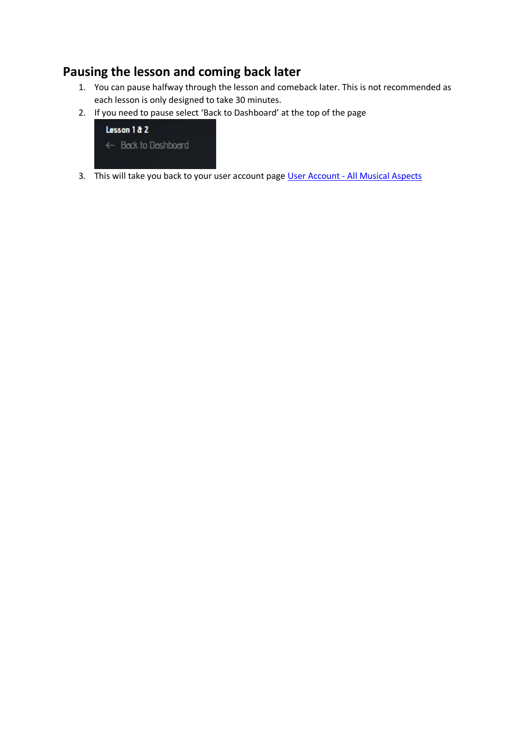## Pausing the lesson and coming back later

1. You can pause halfway through the lesson and comeback later. This is not recommended as each lesson is only designed to take 30 minutes.
2. If you need to pause select 'Back to Dashboard' at the top of the page

   Lesson 1 & 2
   ← Back to Dashboard

3. This will take you back to your user account page [User Account - All Musical Aspects]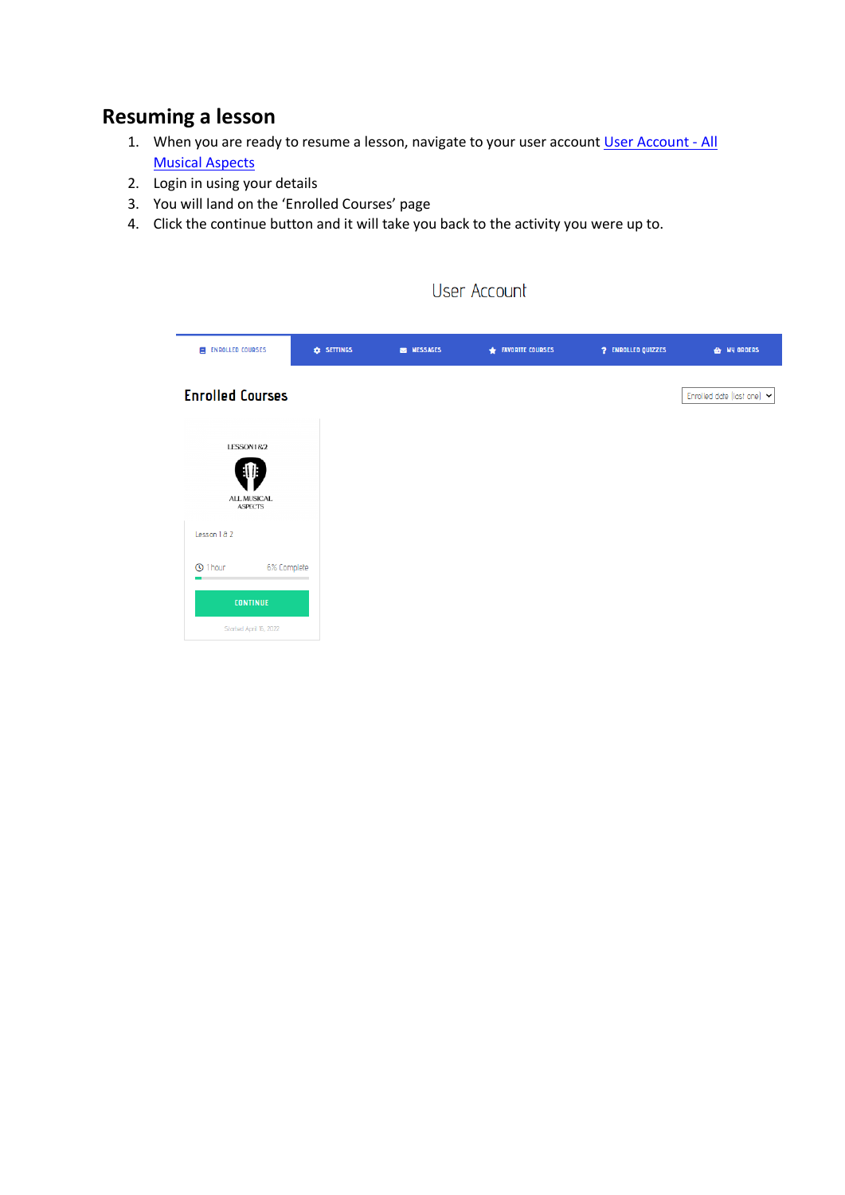## Resuming a lesson

1. When you are ready to resume a lesson, navigate to your user account [User Account - All Musical Aspects]()
2. Login in using your details
3. You will land on the 'Enrolled Courses' page
4. Click the continue button and it will take you back to the activity you were up to.

User Account

ENROLLED COURSES | SETTINGS | MESSAGES | FAVORITE COURSES | ENROLLED QUIZZES | MY ORDERS

Enrolled Courses

Enrolled date (last one)

LESSON 1 & 2

ALL MUSICAL ASPECTS

Lesson 1 & 2

1 hour

6% Complete

CONTINUE

Started April 15, 2022